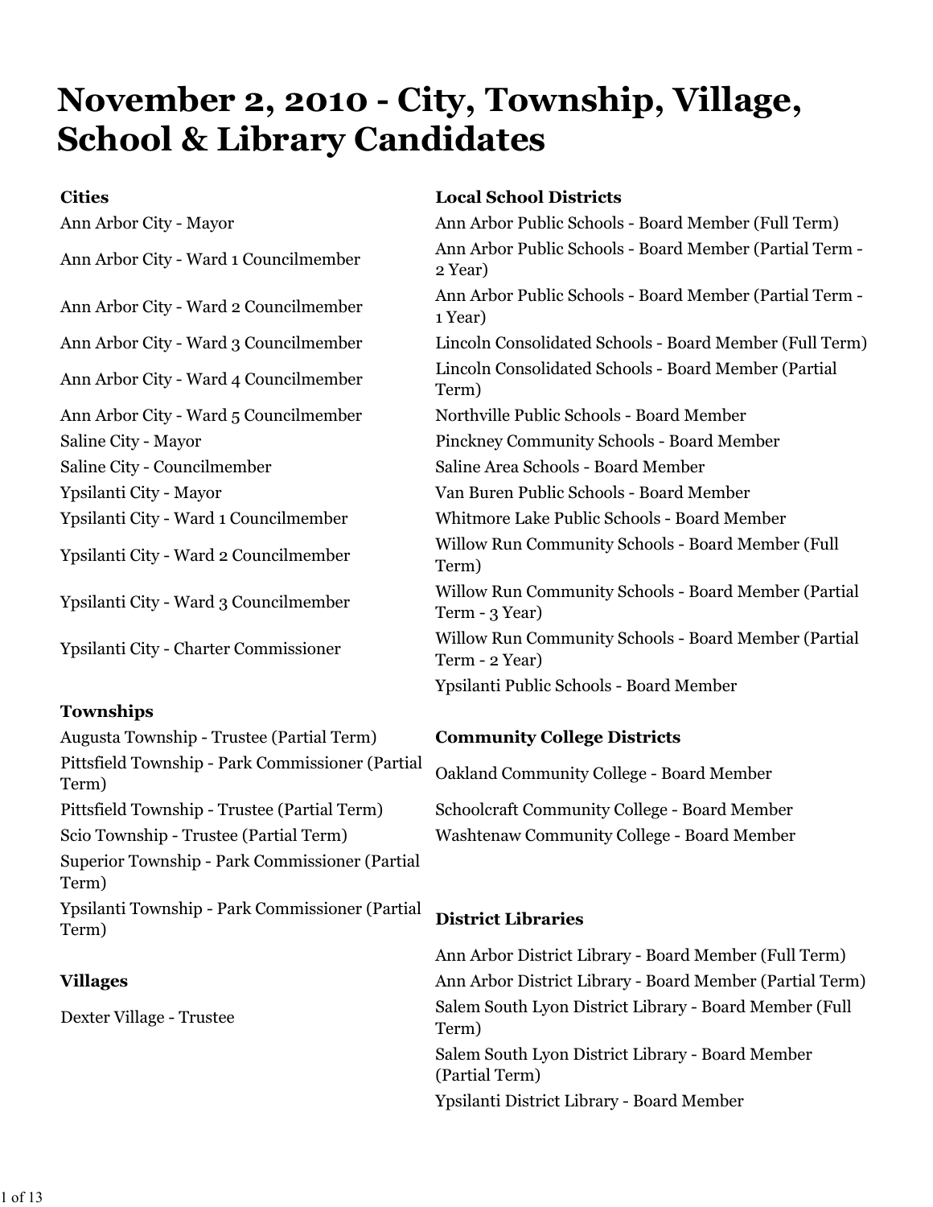# November 2, 2010 - City, Township, Village, School & Library Candidates

**Cities**

Ann Arbor City - Mayor

Ann Arbor City - Ward 1 Councilmember

Ann Arbor City - Ward 2 Councilmember

Ann Arbor City - Ward 3 Councilmember

Ann Arbor City - Ward 4 Councilmember

Ann Arbor City - Ward 5 Councilmember

Saline City - Mayor

Saline City - Councilmember

Ypsilanti City - Mayor

Ypsilanti City - Ward 1 Councilmember

Ypsilanti City - Ward 2 Councilmember

Ypsilanti City - Ward 3 Councilmember

Ypsilanti City - Charter Commissioner

**Townships**

Augusta Township - Trustee (Partial Term)

Pittsfield Township - Park Commissioner (Partial Term)

Pittsfield Township - Trustee (Partial Term)

Scio Township - Trustee (Partial Term)

Superior Township - Park Commissioner (Partial Term)

Ypsilanti Township - Park Commissioner (Partial Term)

**Villages**

Dexter Village - Trustee

**Local School Districts**

Ann Arbor Public Schools - Board Member (Full Term)

Ann Arbor Public Schools - Board Member (Partial Term - 2 Year)

Ann Arbor Public Schools - Board Member (Partial Term - 1 Year)

Lincoln Consolidated Schools - Board Member (Full Term)

Lincoln Consolidated Schools - Board Member (Partial Term)

Northville Public Schools - Board Member

Pinckney Community Schools - Board Member

Saline Area Schools - Board Member

Van Buren Public Schools - Board Member

Whitmore Lake Public Schools - Board Member

Willow Run Community Schools - Board Member (Full Term)

Willow Run Community Schools - Board Member (Partial Term - 3 Year)

Willow Run Community Schools - Board Member (Partial Term - 2 Year)

Ypsilanti Public Schools - Board Member

**Community College Districts**

Oakland Community College - Board Member

Schoolcraft Community College - Board Member

Washtenaw Community College - Board Member

**District Libraries**

Ann Arbor District Library - Board Member (Full Term)

Ann Arbor District Library - Board Member (Partial Term)

Salem South Lyon District Library - Board Member (Full Term)

Salem South Lyon District Library - Board Member (Partial Term)

Ypsilanti District Library - Board Member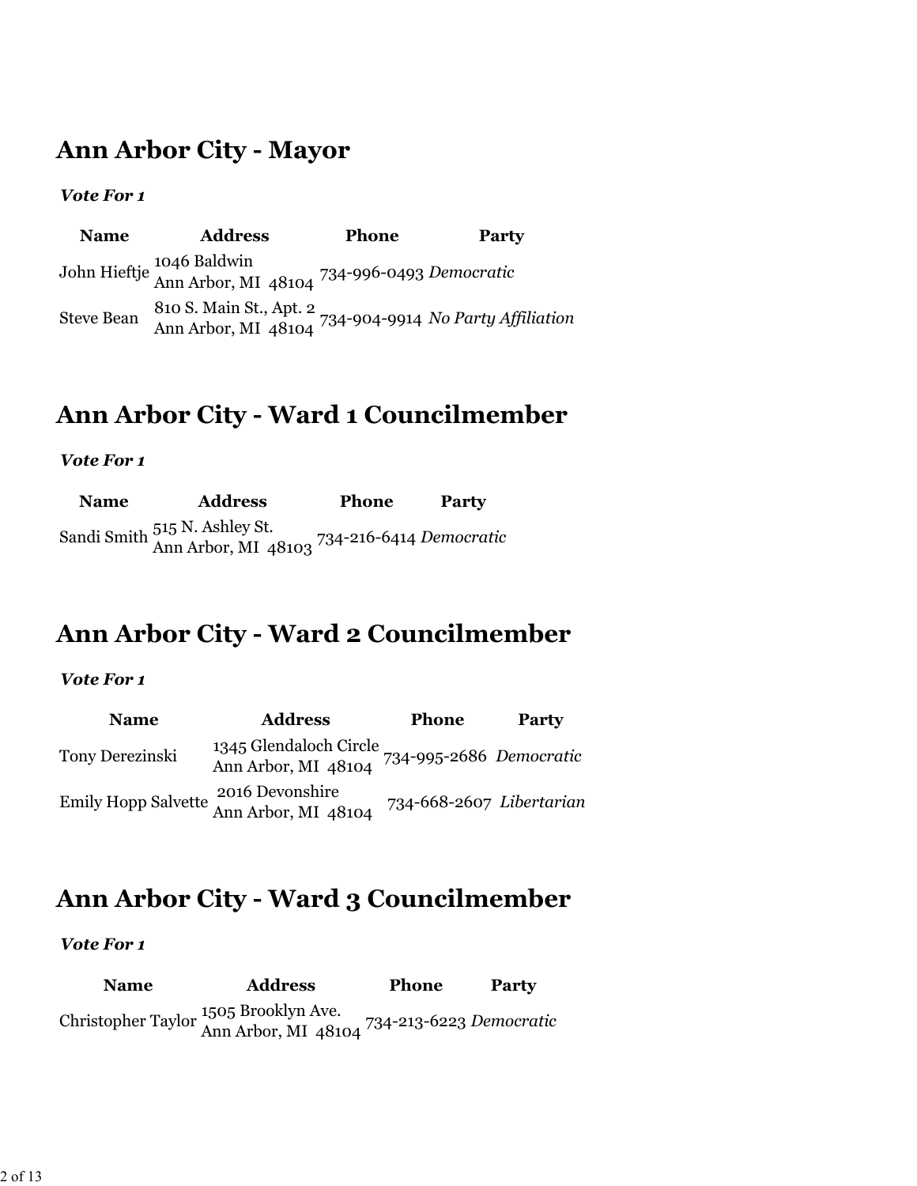# Ann Arbor City - Mayor

***Vote For 1***

| Name | Address | Phone | Party |
|---|---|---|---|
| John Hieftje | 1046 Baldwin<br>Ann Arbor, MI 48104 | 734-996-0493 | *Democratic* |
| Steve Bean | 810 S. Main St., Apt. 2<br>Ann Arbor, MI 48104 | 734-904-9914 | *No Party Affiliation* |

# Ann Arbor City - Ward 1 Councilmember

***Vote For 1***

| Name | Address | Phone | Party |
|---|---|---|---|
| Sandi Smith | 515 N. Ashley St.<br>Ann Arbor, MI 48103 | 734-216-6414 | *Democratic* |

# Ann Arbor City - Ward 2 Councilmember

***Vote For 1***

| Name | Address | Phone | Party |
|---|---|---|---|
| Tony Derezinski | 1345 Glendaloch Circle<br>Ann Arbor, MI 48104 | 734-995-2686 | *Democratic* |
| Emily Hopp Salvette | 2016 Devonshire<br>Ann Arbor, MI 48104 | 734-668-2607 | *Libertarian* |

# Ann Arbor City - Ward 3 Councilmember

***Vote For 1***

| Name | Address | Phone | Party |
|---|---|---|---|
| Christopher Taylor | 1505 Brooklyn Ave.<br>Ann Arbor, MI 48104 | 734-213-6223 | *Democratic* |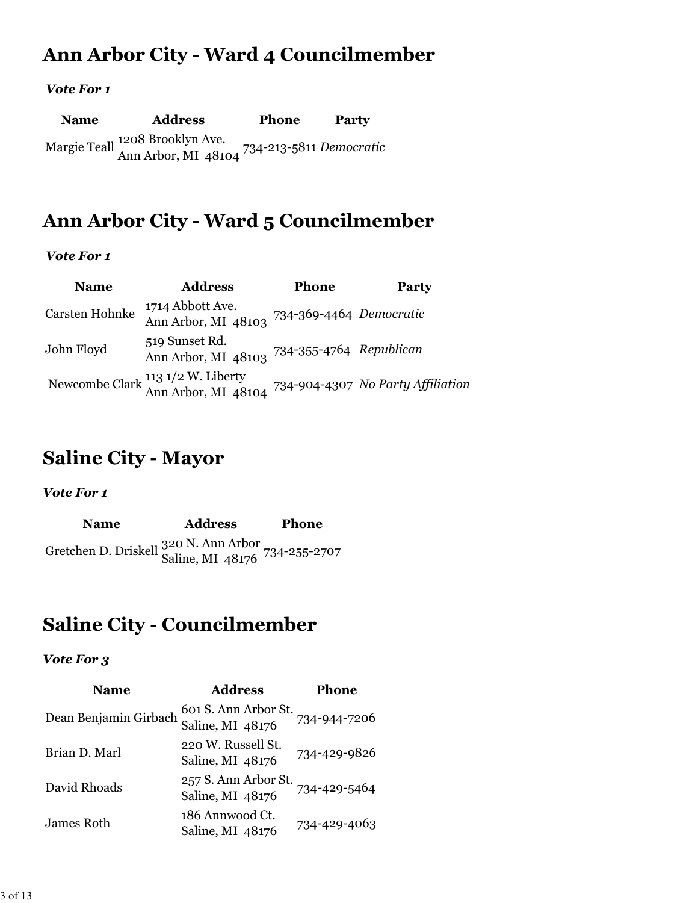## Ann Arbor City - Ward 4 Councilmember

***Vote For 1***

| Name | Address | Phone | Party |
| --- | --- | --- | --- |
| Margie Teall | 1208 Brooklyn Ave. Ann Arbor, MI 48104 | 734-213-5811 | *Democratic* |

## Ann Arbor City - Ward 5 Councilmember

***Vote For 1***

| Name | Address | Phone | Party |
| --- | --- | --- | --- |
| Carsten Hohnke | 1714 Abbott Ave. Ann Arbor, MI 48103 | 734-369-4464 | *Democratic* |
| John Floyd | 519 Sunset Rd. Ann Arbor, MI 48103 | 734-355-4764 | *Republican* |
| Newcombe Clark | 113 1/2 W. Liberty Ann Arbor, MI 48104 | 734-904-4307 | *No Party Affiliation* |

## Saline City - Mayor

***Vote For 1***

| Name | Address | Phone |
| --- | --- | --- |
| Gretchen D. Driskell | 320 N. Ann Arbor Saline, MI 48176 | 734-255-2707 |

## Saline City - Councilmember

***Vote For 3***

| Name | Address | Phone |
| --- | --- | --- |
| Dean Benjamin Girbach | 601 S. Ann Arbor St. Saline, MI 48176 | 734-944-7206 |
| Brian D. Marl | 220 W. Russell St. Saline, MI 48176 | 734-429-9826 |
| David Rhoads | 257 S. Ann Arbor St. Saline, MI 48176 | 734-429-5464 |
| James Roth | 186 Annwood Ct. Saline, MI 48176 | 734-429-4063 |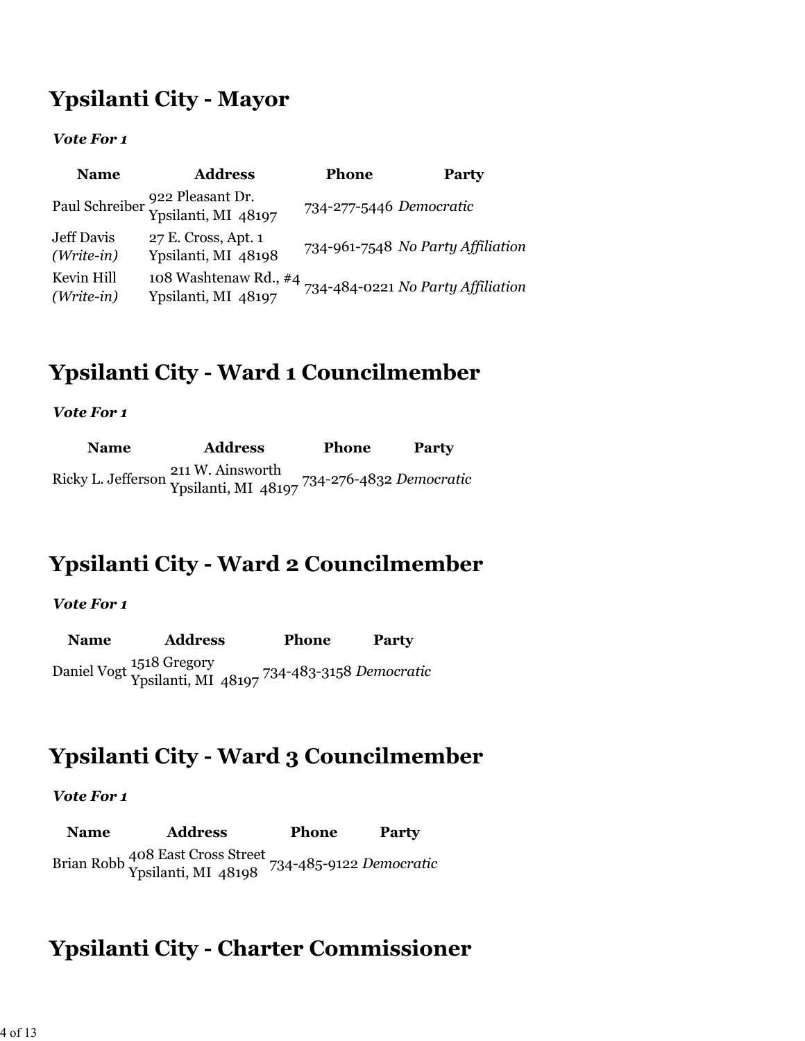## Ypsilanti City - Mayor

***Vote For 1***

| Name | Address | Phone | Party |
|---|---|---|---|
| Paul Schreiber | 922 Pleasant Dr. Ypsilanti, MI 48197 | 734-277-5446 | *Democratic* |
| Jeff Davis *(Write-in)* | 27 E. Cross, Apt. 1 Ypsilanti, MI 48198 | 734-961-7548 | *No Party Affiliation* |
| Kevin Hill *(Write-in)* | 108 Washtenaw Rd., #4 Ypsilanti, MI 48197 | 734-484-0221 | *No Party Affiliation* |

## Ypsilanti City - Ward 1 Councilmember

***Vote For 1***

| Name | Address | Phone | Party |
|---|---|---|---|
| Ricky L. Jefferson | 211 W. Ainsworth Ypsilanti, MI 48197 | 734-276-4832 | *Democratic* |

## Ypsilanti City - Ward 2 Councilmember

***Vote For 1***

| Name | Address | Phone | Party |
|---|---|---|---|
| Daniel Vogt | 1518 Gregory Ypsilanti, MI 48197 | 734-483-3158 | *Democratic* |

## Ypsilanti City - Ward 3 Councilmember

***Vote For 1***

| Name | Address | Phone | Party |
|---|---|---|---|
| Brian Robb | 408 East Cross Street Ypsilanti, MI 48198 | 734-485-9122 | *Democratic* |

## Ypsilanti City - Charter Commissioner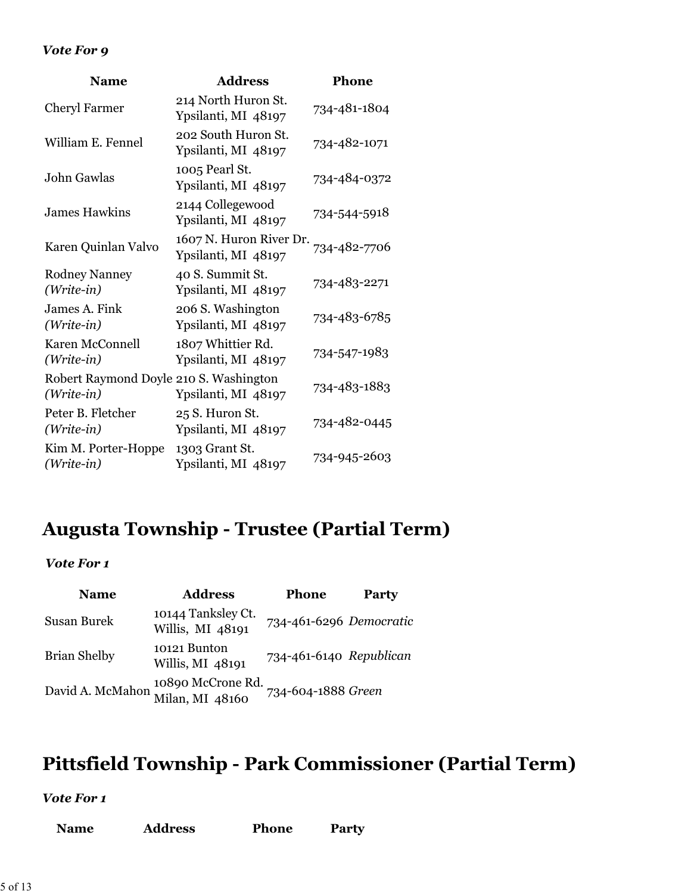*Vote For 9*

| Name | Address | Phone |
|---|---|---|
| Cheryl Farmer | 214 North Huron St. Ypsilanti, MI 48197 | 734-481-1804 |
| William E. Fennel | 202 South Huron St. Ypsilanti, MI 48197 | 734-482-1071 |
| John Gawlas | 1005 Pearl St. Ypsilanti, MI 48197 | 734-484-0372 |
| James Hawkins | 2144 Collegewood Ypsilanti, MI 48197 | 734-544-5918 |
| Karen Quinlan Valvo | 1607 N. Huron River Dr. Ypsilanti, MI 48197 | 734-482-7706 |
| Rodney Nanney *(Write-in)* | 40 S. Summit St. Ypsilanti, MI 48197 | 734-483-2271 |
| James A. Fink *(Write-in)* | 206 S. Washington Ypsilanti, MI 48197 | 734-483-6785 |
| Karen McConnell *(Write-in)* | 1807 Whittier Rd. Ypsilanti, MI 48197 | 734-547-1983 |
| Robert Raymond Doyle *(Write-in)* | 210 S. Washington Ypsilanti, MI 48197 | 734-483-1883 |
| Peter B. Fletcher *(Write-in)* | 25 S. Huron St. Ypsilanti, MI 48197 | 734-482-0445 |
| Kim M. Porter-Hoppe *(Write-in)* | 1303 Grant St. Ypsilanti, MI 48197 | 734-945-2603 |

## Augusta Township - Trustee (Partial Term)

*Vote For 1*

| Name | Address | Phone | Party |
|---|---|---|---|
| Susan Burek | 10144 Tanksley Ct. Willis, MI 48191 | 734-461-6296 | *Democratic* |
| Brian Shelby | 10121 Bunton Willis, MI 48191 | 734-461-6140 | *Republican* |
| David A. McMahon | 10890 McCrone Rd. Milan, MI 48160 | 734-604-1888 | *Green* |

## Pittsfield Township - Park Commissioner (Partial Term)

*Vote For 1*

| Name | Address | Phone | Party |
|---|---|---|---|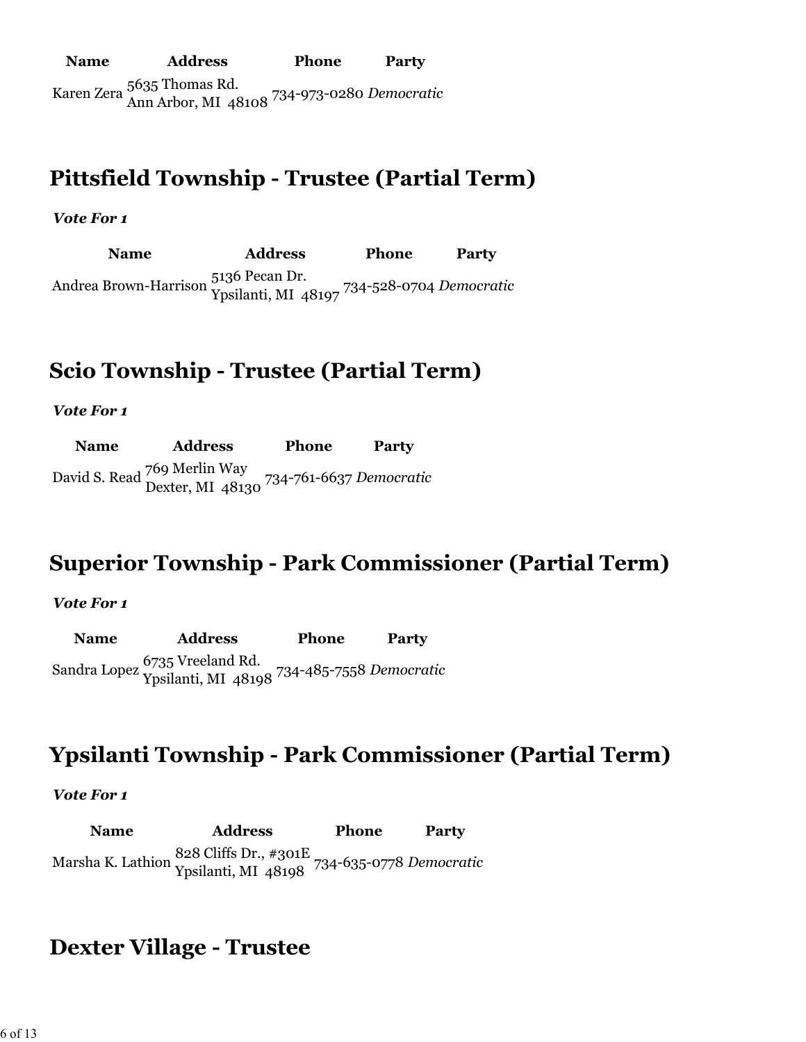| Name | Address | Phone | Party |
| --- | --- | --- | --- |
| Karen Zera | 5635 Thomas Rd. Ann Arbor, MI 48108 | 734-973-0280 | *Democratic* |

## Pittsfield Township - Trustee (Partial Term)

***Vote For 1***

| Name | Address | Phone | Party |
| --- | --- | --- | --- |
| Andrea Brown-Harrison | 5136 Pecan Dr. Ypsilanti, MI 48197 | 734-528-0704 | *Democratic* |

## Scio Township - Trustee (Partial Term)

***Vote For 1***

| Name | Address | Phone | Party |
| --- | --- | --- | --- |
| David S. Read | 769 Merlin Way Dexter, MI 48130 | 734-761-6637 | *Democratic* |

## Superior Township - Park Commissioner (Partial Term)

***Vote For 1***

| Name | Address | Phone | Party |
| --- | --- | --- | --- |
| Sandra Lopez | 6735 Vreeland Rd. Ypsilanti, MI 48198 | 734-485-7558 | *Democratic* |

## Ypsilanti Township - Park Commissioner (Partial Term)

***Vote For 1***

| Name | Address | Phone | Party |
| --- | --- | --- | --- |
| Marsha K. Lathion | 828 Cliffs Dr., #301E Ypsilanti, MI 48198 | 734-635-0778 | *Democratic* |

## Dexter Village - Trustee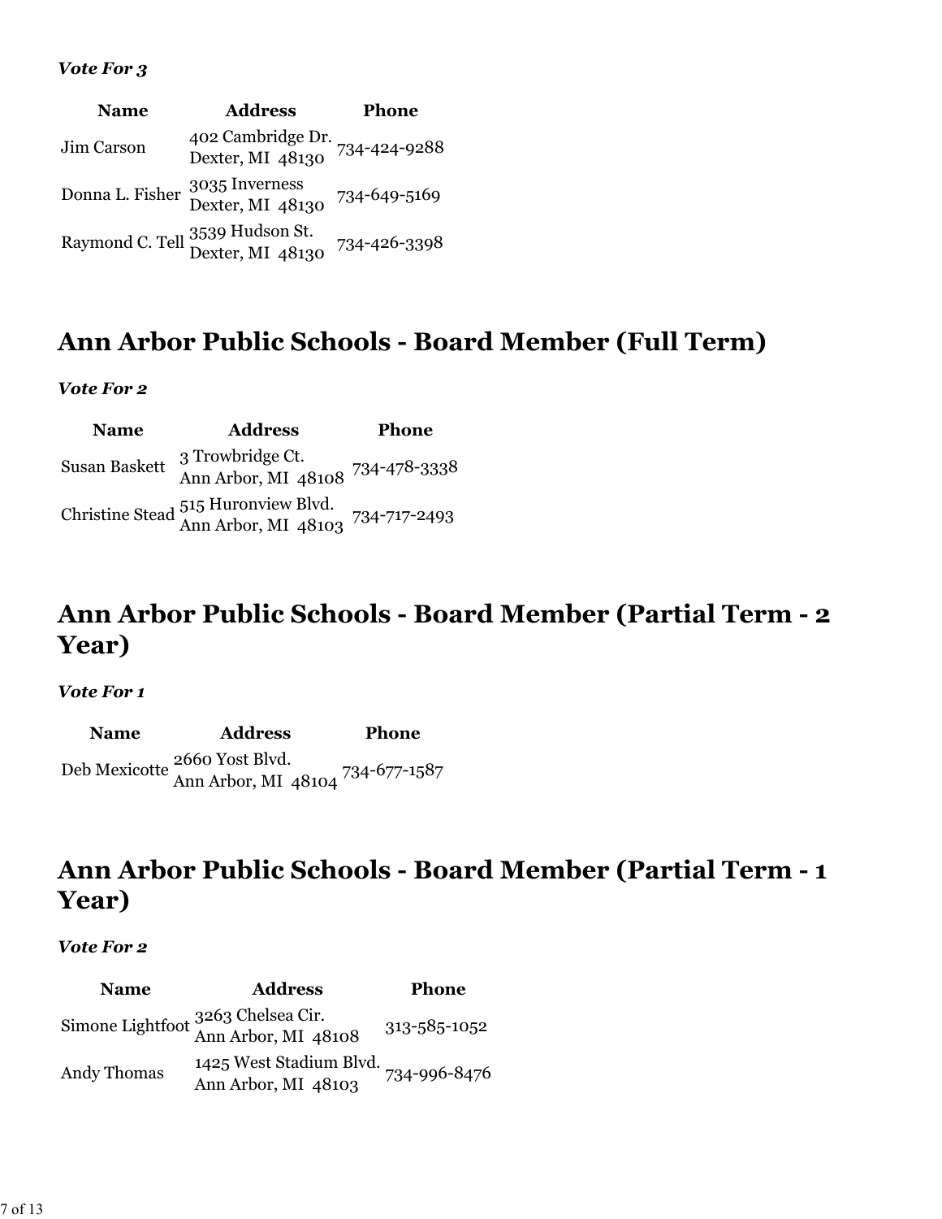***Vote For 3***

| Name | Address | Phone |
|---|---|---|
| Jim Carson | 402 Cambridge Dr. Dexter, MI 48130 | 734-424-9288 |
| Donna L. Fisher | 3035 Inverness Dexter, MI 48130 | 734-649-5169 |
| Raymond C. Tell | 3539 Hudson St. Dexter, MI 48130 | 734-426-3398 |

## Ann Arbor Public Schools - Board Member (Full Term)

***Vote For 2***

| Name | Address | Phone |
|---|---|---|
| Susan Baskett | 3 Trowbridge Ct. Ann Arbor, MI 48108 | 734-478-3338 |
| Christine Stead | 515 Huronview Blvd. Ann Arbor, MI 48103 | 734-717-2493 |

## Ann Arbor Public Schools - Board Member (Partial Term - 2 Year)

***Vote For 1***

| Name | Address | Phone |
|---|---|---|
| Deb Mexicotte | 2660 Yost Blvd. Ann Arbor, MI 48104 | 734-677-1587 |

## Ann Arbor Public Schools - Board Member (Partial Term - 1 Year)

***Vote For 2***

| Name | Address | Phone |
|---|---|---|
| Simone Lightfoot | 3263 Chelsea Cir. Ann Arbor, MI 48108 | 313-585-1052 |
| Andy Thomas | 1425 West Stadium Blvd. Ann Arbor, MI 48103 | 734-996-8476 |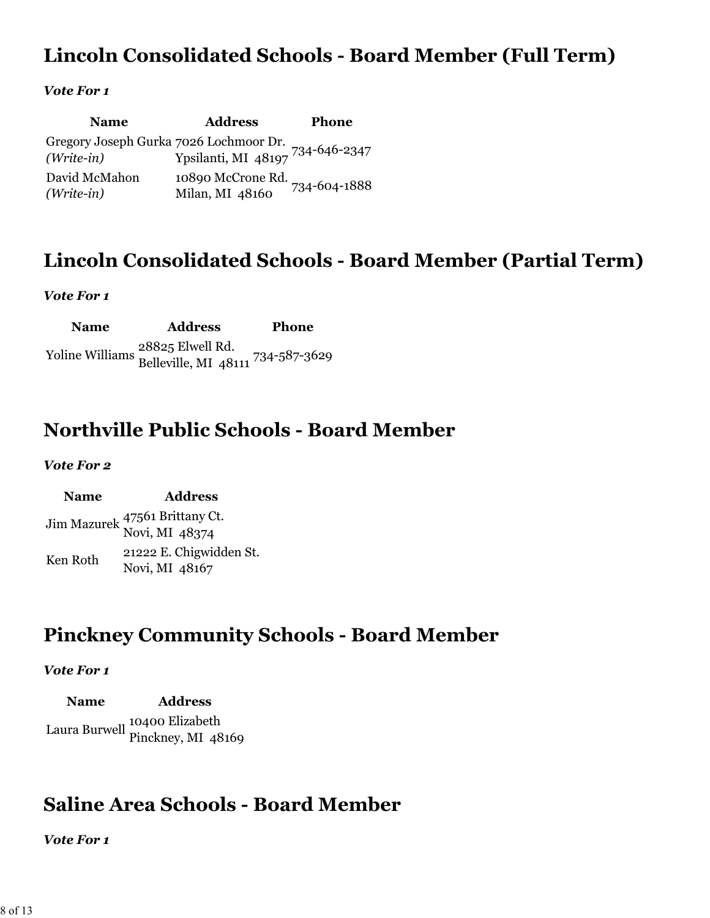## Lincoln Consolidated Schools - Board Member (Full Term)

***Vote For 1***

| Name | Address | Phone |
|---|---|---|
| Gregory Joseph Gurka *(Write-in)* | 7026 Lochmoor Dr. Ypsilanti, MI 48197 | 734-646-2347 |
| David McMahon *(Write-in)* | 10890 McCrone Rd. Milan, MI 48160 | 734-604-1888 |

## Lincoln Consolidated Schools - Board Member (Partial Term)

***Vote For 1***

| Name | Address | Phone |
|---|---|---|
| Yoline Williams | 28825 Elwell Rd. Belleville, MI 48111 | 734-587-3629 |

## Northville Public Schools - Board Member

***Vote For 2***

| Name | Address |
|---|---|
| Jim Mazurek | 47561 Brittany Ct. Novi, MI 48374 |
| Ken Roth | 21222 E. Chigwidden St. Novi, MI 48167 |

## Pinckney Community Schools - Board Member

***Vote For 1***

| Name | Address |
|---|---|
| Laura Burwell | 10400 Elizabeth Pinckney, MI 48169 |

## Saline Area Schools - Board Member

***Vote For 1***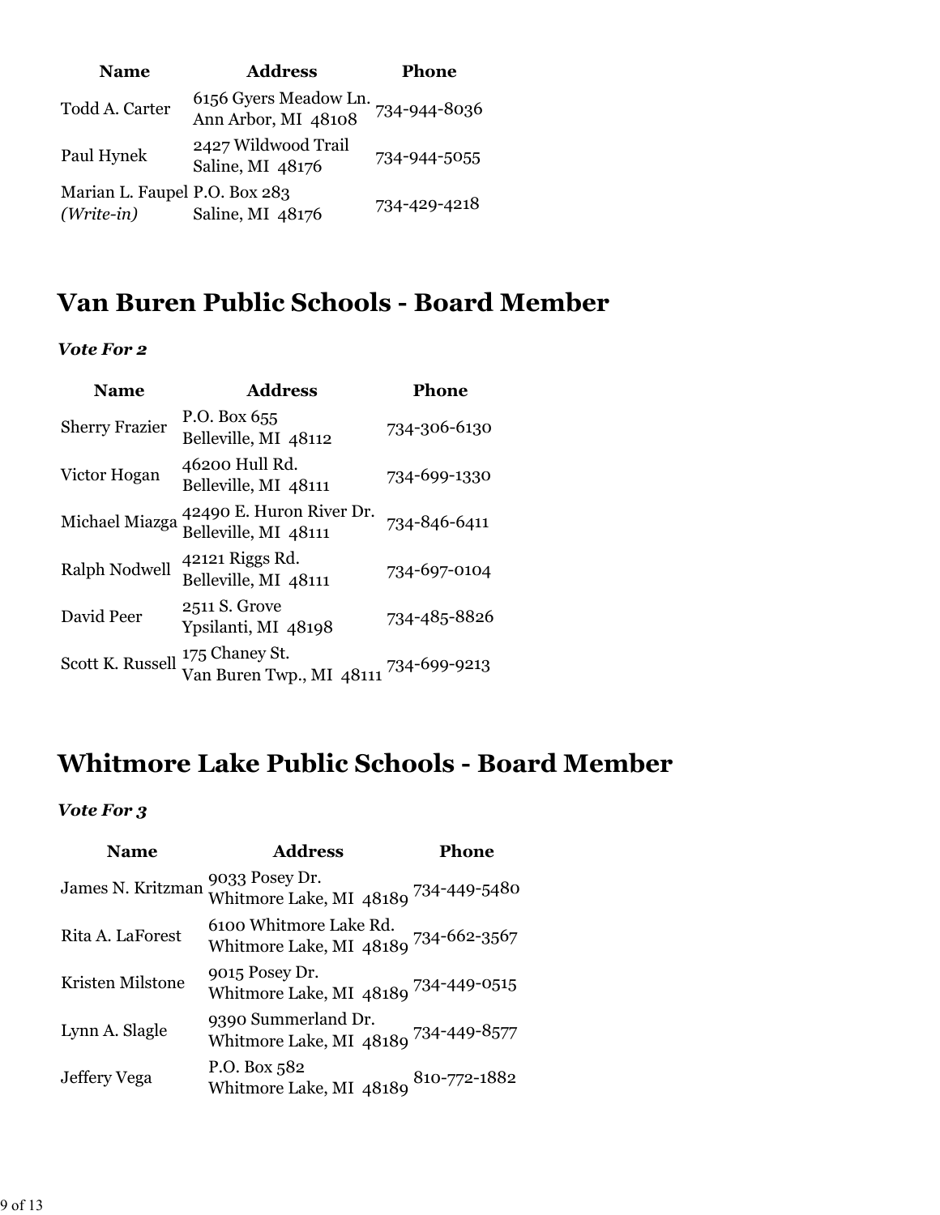| Name | Address | Phone |
|---|---|---|
| Todd A. Carter | 6156 Gyers Meadow Ln.<br>Ann Arbor, MI 48108 | 734-944-8036 |
| Paul Hynek | 2427 Wildwood Trail<br>Saline, MI 48176 | 734-944-5055 |
| Marian L. Faupel<br>*(Write-in)* | P.O. Box 283<br>Saline, MI 48176 | 734-429-4218 |

## Van Buren Public Schools - Board Member

***Vote For 2***

| Name | Address | Phone |
|---|---|---|
| Sherry Frazier | P.O. Box 655<br>Belleville, MI 48112 | 734-306-6130 |
| Victor Hogan | 46200 Hull Rd.<br>Belleville, MI 48111 | 734-699-1330 |
| Michael Miazga | 42490 E. Huron River Dr.<br>Belleville, MI 48111 | 734-846-6411 |
| Ralph Nodwell | 42121 Riggs Rd.<br>Belleville, MI 48111 | 734-697-0104 |
| David Peer | 2511 S. Grove<br>Ypsilanti, MI 48198 | 734-485-8826 |
| Scott K. Russell | 175 Chaney St.<br>Van Buren Twp., MI 48111 | 734-699-9213 |

## Whitmore Lake Public Schools - Board Member

***Vote For 3***

| Name | Address | Phone |
|---|---|---|
| James N. Kritzman | 9033 Posey Dr.<br>Whitmore Lake, MI 48189 | 734-449-5480 |
| Rita A. LaForest | 6100 Whitmore Lake Rd.<br>Whitmore Lake, MI 48189 | 734-662-3567 |
| Kristen Milstone | 9015 Posey Dr.<br>Whitmore Lake, MI 48189 | 734-449-0515 |
| Lynn A. Slagle | 9390 Summerland Dr.<br>Whitmore Lake, MI 48189 | 734-449-8577 |
| Jeffery Vega | P.O. Box 582<br>Whitmore Lake, MI 48189 | 810-772-1882 |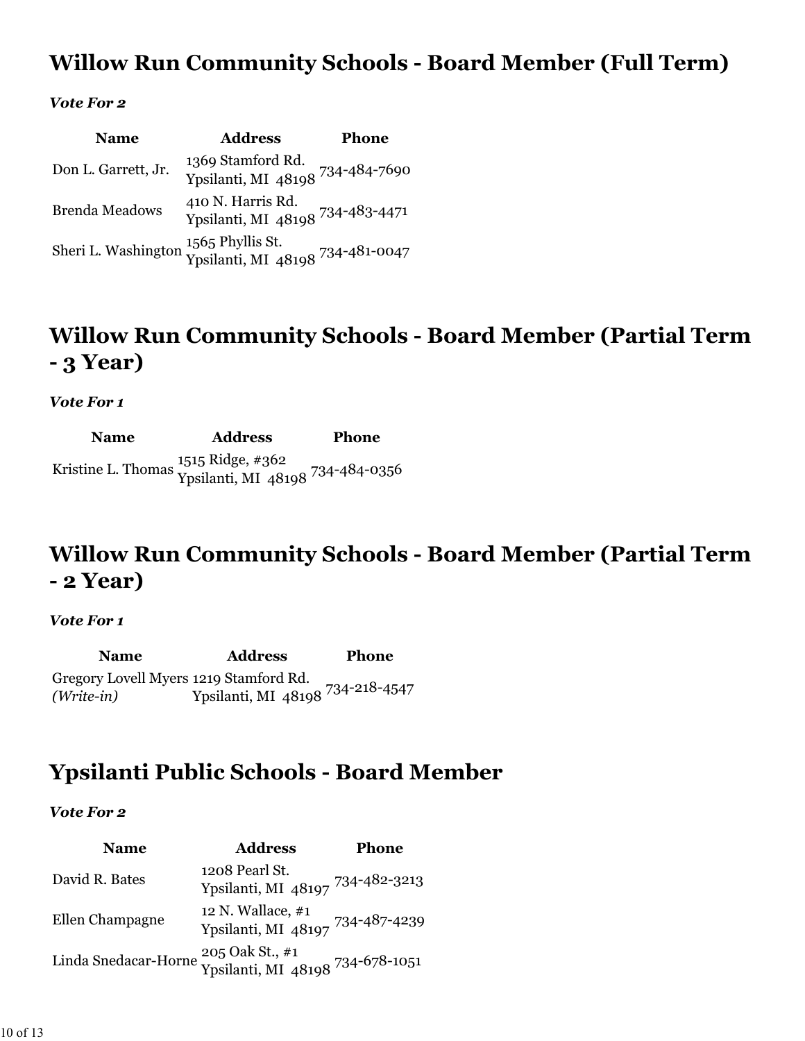## Willow Run Community Schools - Board Member (Full Term)

***Vote For 2***

| Name | Address | Phone |
|---|---|---|
| Don L. Garrett, Jr. | 1369 Stamford Rd. Ypsilanti, MI 48198 | 734-484-7690 |
| Brenda Meadows | 410 N. Harris Rd. Ypsilanti, MI 48198 | 734-483-4471 |
| Sheri L. Washington | 1565 Phyllis St. Ypsilanti, MI 48198 | 734-481-0047 |

## Willow Run Community Schools - Board Member (Partial Term - 3 Year)

***Vote For 1***

| Name | Address | Phone |
|---|---|---|
| Kristine L. Thomas | 1515 Ridge, #362 Ypsilanti, MI 48198 | 734-484-0356 |

## Willow Run Community Schools - Board Member (Partial Term - 2 Year)

***Vote For 1***

| Name | Address | Phone |
|---|---|---|
| Gregory Lovell Myers *(Write-in)* | 1219 Stamford Rd. Ypsilanti, MI 48198 | 734-218-4547 |

## Ypsilanti Public Schools - Board Member

***Vote For 2***

| Name | Address | Phone |
|---|---|---|
| David R. Bates | 1208 Pearl St. Ypsilanti, MI 48197 | 734-482-3213 |
| Ellen Champagne | 12 N. Wallace, #1 Ypsilanti, MI 48197 | 734-487-4239 |
| Linda Snedacar-Horne | 205 Oak St., #1 Ypsilanti, MI 48198 | 734-678-1051 |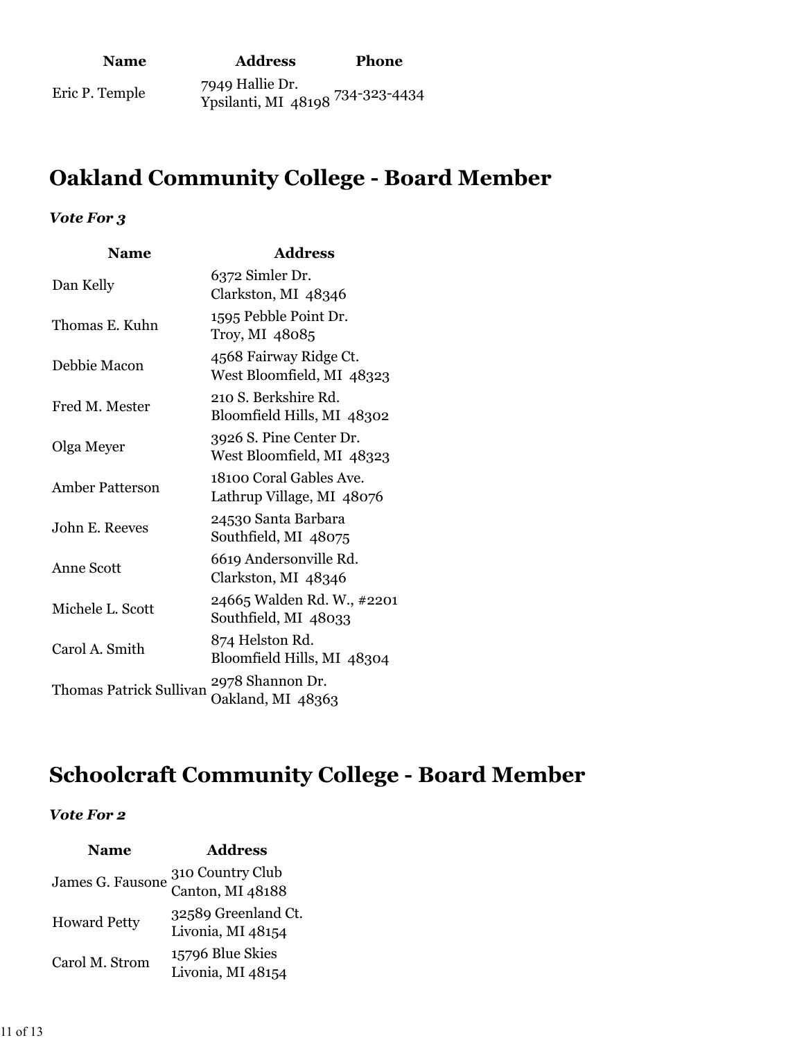| Name | Address | Phone |
| --- | --- | --- |
| Eric P. Temple | 7949 Hallie Dr.<br>Ypsilanti, MI 48198 | 734-323-4434 |

## Oakland Community College - Board Member

***Vote For 3***

| Name | Address |
| --- | --- |
| Dan Kelly | 6372 Simler Dr.<br>Clarkston, MI 48346 |
| Thomas E. Kuhn | 1595 Pebble Point Dr.<br>Troy, MI 48085 |
| Debbie Macon | 4568 Fairway Ridge Ct.<br>West Bloomfield, MI 48323 |
| Fred M. Mester | 210 S. Berkshire Rd.<br>Bloomfield Hills, MI 48302 |
| Olga Meyer | 3926 S. Pine Center Dr.<br>West Bloomfield, MI 48323 |
| Amber Patterson | 18100 Coral Gables Ave.<br>Lathrup Village, MI 48076 |
| John E. Reeves | 24530 Santa Barbara<br>Southfield, MI 48075 |
| Anne Scott | 6619 Andersonville Rd.<br>Clarkston, MI 48346 |
| Michele L. Scott | 24665 Walden Rd. W., #2201<br>Southfield, MI 48033 |
| Carol A. Smith | 874 Helston Rd.<br>Bloomfield Hills, MI 48304 |
| Thomas Patrick Sullivan | 2978 Shannon Dr.<br>Oakland, MI 48363 |

## Schoolcraft Community College - Board Member

***Vote For 2***

| Name | Address |
| --- | --- |
| James G. Fausone | 310 Country Club<br>Canton, MI 48188 |
| Howard Petty | 32589 Greenland Ct.<br>Livonia, MI 48154 |
| Carol M. Strom | 15796 Blue Skies<br>Livonia, MI 48154 |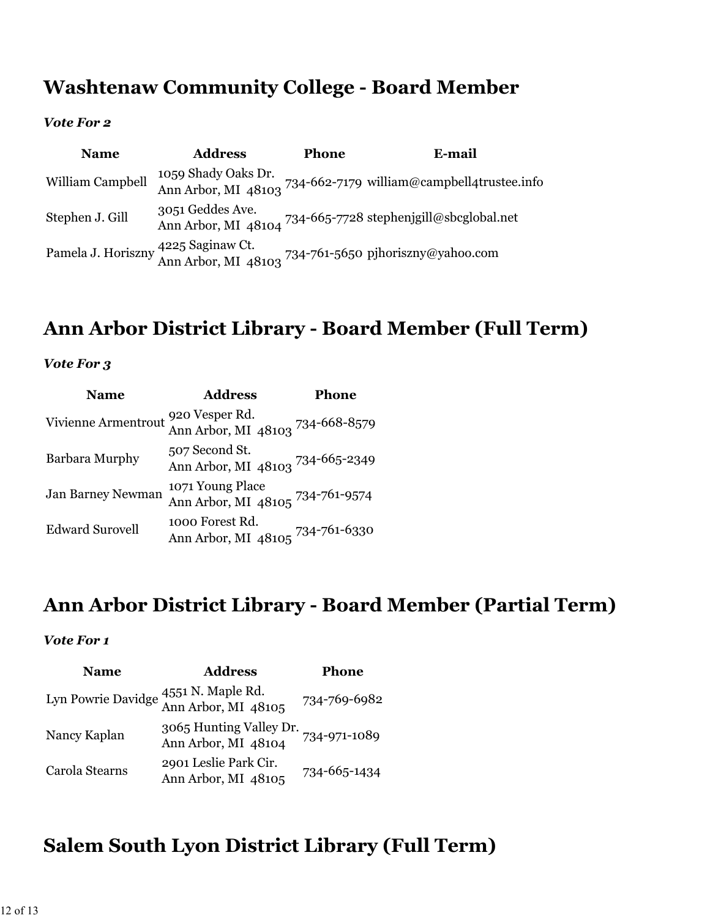## Washtenaw Community College - Board Member

***Vote For 2***

| Name | Address | Phone | E-mail |
|---|---|---|---|
| William Campbell | 1059 Shady Oaks Dr. Ann Arbor, MI 48103 | 734-662-7179 | william@campbell4trustee.info |
| Stephen J. Gill | 3051 Geddes Ave. Ann Arbor, MI 48104 | 734-665-7728 | stephenjgill@sbcglobal.net |
| Pamela J. Horiszny | 4225 Saginaw Ct. Ann Arbor, MI 48103 | 734-761-5650 | pjhoriszny@yahoo.com |

## Ann Arbor District Library - Board Member (Full Term)

***Vote For 3***

| Name | Address | Phone |
|---|---|---|
| Vivienne Armentrout | 920 Vesper Rd. Ann Arbor, MI 48103 | 734-668-8579 |
| Barbara Murphy | 507 Second St. Ann Arbor, MI 48103 | 734-665-2349 |
| Jan Barney Newman | 1071 Young Place Ann Arbor, MI 48105 | 734-761-9574 |
| Edward Surovell | 1000 Forest Rd. Ann Arbor, MI 48105 | 734-761-6330 |

## Ann Arbor District Library - Board Member (Partial Term)

***Vote For 1***

| Name | Address | Phone |
|---|---|---|
| Lyn Powrie Davidge | 4551 N. Maple Rd. Ann Arbor, MI 48105 | 734-769-6982 |
| Nancy Kaplan | 3065 Hunting Valley Dr. Ann Arbor, MI 48104 | 734-971-1089 |
| Carola Stearns | 2901 Leslie Park Cir. Ann Arbor, MI 48105 | 734-665-1434 |

## Salem South Lyon District Library (Full Term)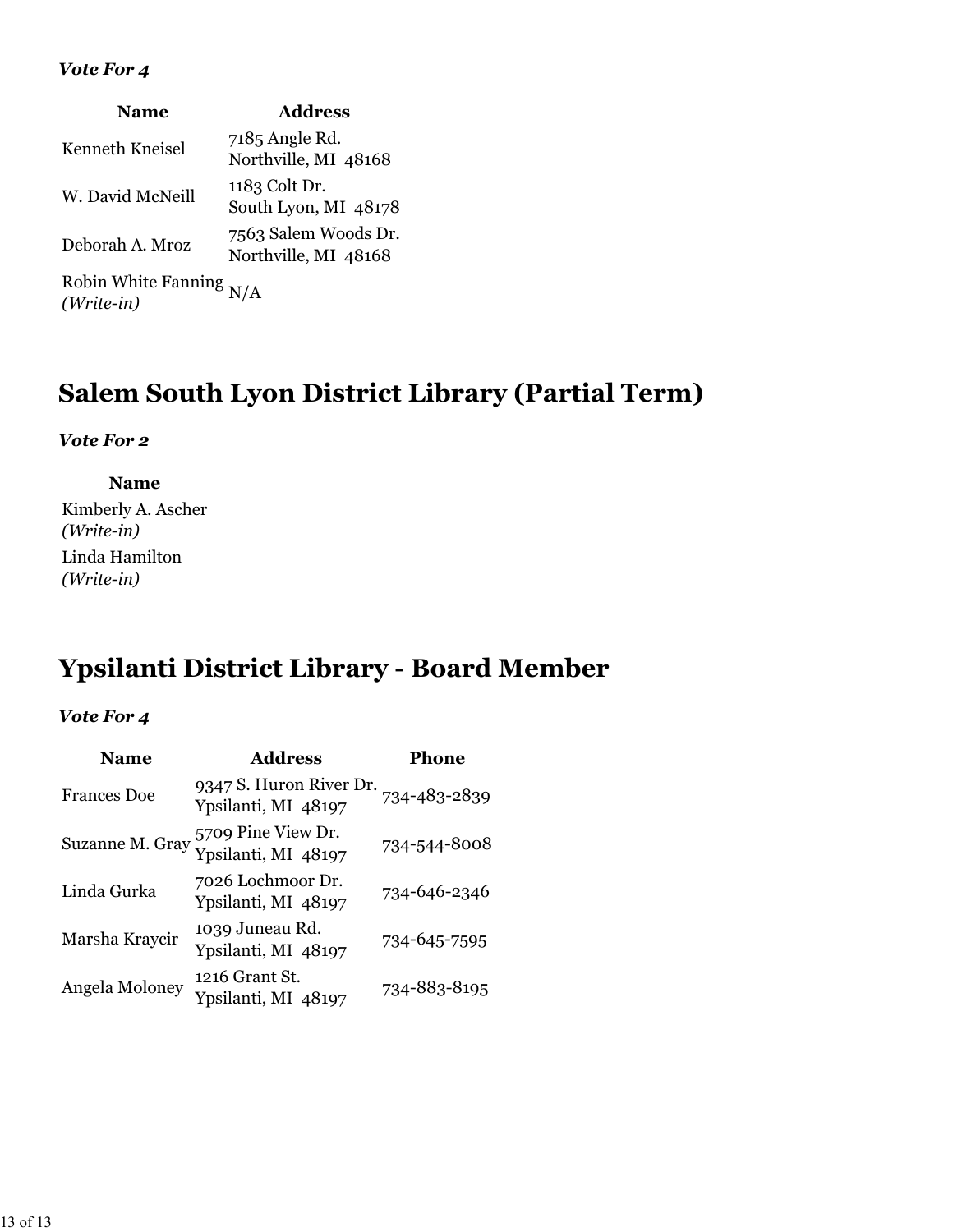*Vote For 4*

| Name | Address |
|---|---|
| Kenneth Kneisel | 7185 Angle Rd.<br>Northville, MI 48168 |
| W. David McNeill | 1183 Colt Dr.<br>South Lyon, MI 48178 |
| Deborah A. Mroz | 7563 Salem Woods Dr.<br>Northville, MI 48168 |
| Robin White Fanning<br>*(Write-in)* | N/A |

## Salem South Lyon District Library (Partial Term)

*Vote For 2*

| Name |
|---|
| Kimberly A. Ascher<br>*(Write-in)* |
| Linda Hamilton<br>*(Write-in)* |

## Ypsilanti District Library - Board Member

*Vote For 4*

| Name | Address | Phone |
|---|---|---|
| Frances Doe | 9347 S. Huron River Dr.<br>Ypsilanti, MI 48197 | 734-483-2839 |
| Suzanne M. Gray | 5709 Pine View Dr.<br>Ypsilanti, MI 48197 | 734-544-8008 |
| Linda Gurka | 7026 Lochmoor Dr.<br>Ypsilanti, MI 48197 | 734-646-2346 |
| Marsha Kraycir | 1039 Juneau Rd.<br>Ypsilanti, MI 48197 | 734-645-7595 |
| Angela Moloney | 1216 Grant St.<br>Ypsilanti, MI 48197 | 734-883-8195 |